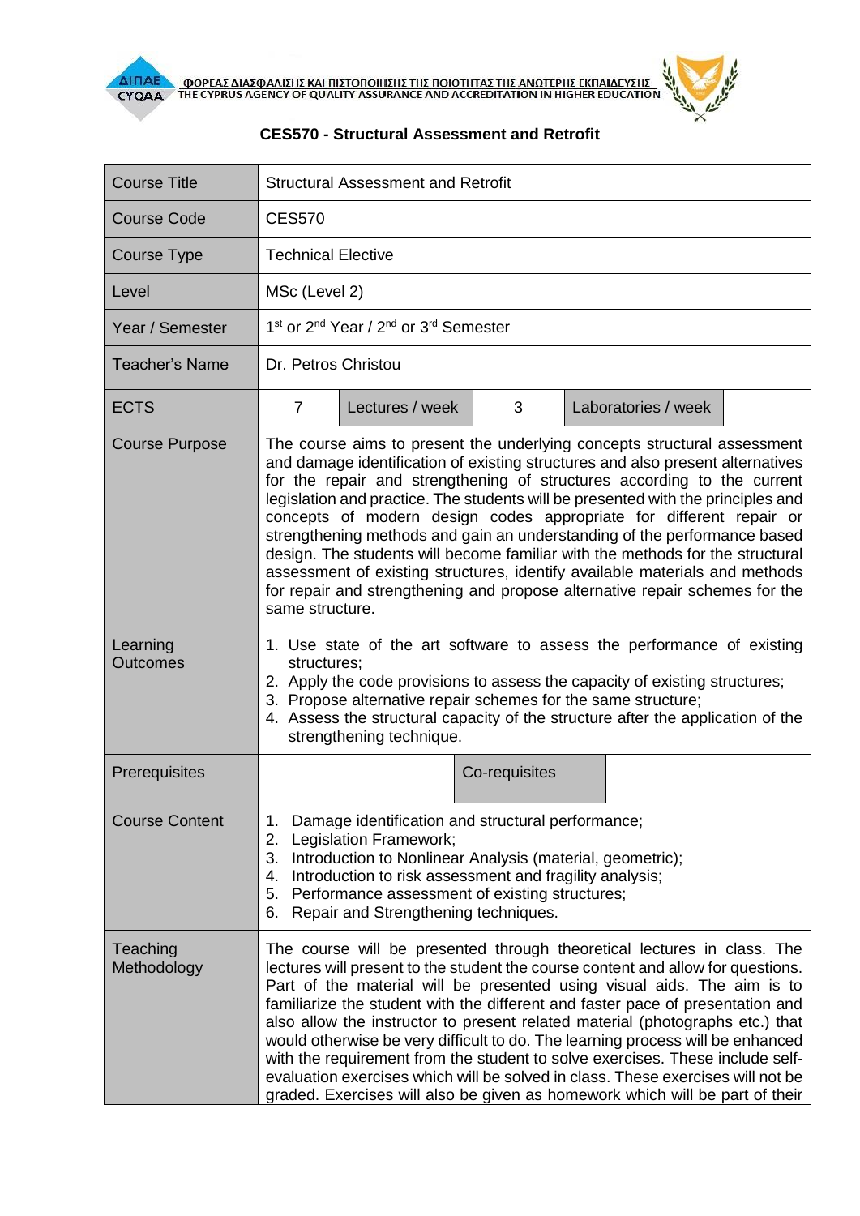ΦΟΡΕΑΣ ΔΙΑΣΦΑΛΙΣΗΣ ΚΑΙ ΠΙΣΤΟΠΟΙΗΣΗΣ ΤΗΣ ΠΟΙΟΤΗΤΑΣ ΤΗΣ ΑΝΩΤΕΡΗΣ ΕΚΠΑΙΔΕΥΣΗΣ
THE CYPRUS AGENCY OF QUALITY ASSURANCE AND ACCREDITATION IN HIGHER EDUCATION

# CES570 - Structural Assessment and Retrofit

| Course Title | Structural Assessment and Retrofit | | | | |
|---|---|---|---|---|---|
| Course Code | CES570 | | | | |
| Course Type | Technical Elective | | | | |
| Level | MSc (Level 2) | | | | |
| Year / Semester | 1st or 2nd Year / 2nd or 3rd Semester | | | | |
| Teacher's Name | Dr. Petros Christou | | | | |
| ECTS | 7 | Lectures / week | 3 | Laboratories / week | |
| Course Purpose | The course aims to present the underlying concepts structural assessment and damage identification of existing structures and also present alternatives for the repair and strengthening of structures according to the current legislation and practice. The students will be presented with the principles and concepts of modern design codes appropriate for different repair or strengthening methods and gain an understanding of the performance based design. The students will become familiar with the methods for the structural assessment of existing structures, identify available materials and methods for repair and strengthening and propose alternative repair schemes for the same structure. | | | | |
| Learning Outcomes | 1. Use state of the art software to assess the performance of existing structures;<br>2. Apply the code provisions to assess the capacity of existing structures;<br>3. Propose alternative repair schemes for the same structure;<br>4. Assess the structural capacity of the structure after the application of the strengthening technique. | | | | |
| Prerequisites | | | Co-requisites | | |
| Course Content | 1. Damage identification and structural performance;<br>2. Legislation Framework;<br>3. Introduction to Nonlinear Analysis (material, geometric);<br>4. Introduction to risk assessment and fragility analysis;<br>5. Performance assessment of existing structures;<br>6. Repair and Strengthening techniques. | | | | |
| Teaching Methodology | The course will be presented through theoretical lectures in class. The lectures will present to the student the course content and allow for questions. Part of the material will be presented using visual aids. The aim is to familiarize the student with the different and faster pace of presentation and also allow the instructor to present related material (photographs etc.) that would otherwise be very difficult to do. The learning process will be enhanced with the requirement from the student to solve exercises. These include self-evaluation exercises which will be solved in class. These exercises will not be graded. Exercises will also be given as homework which will be part of their | | | | |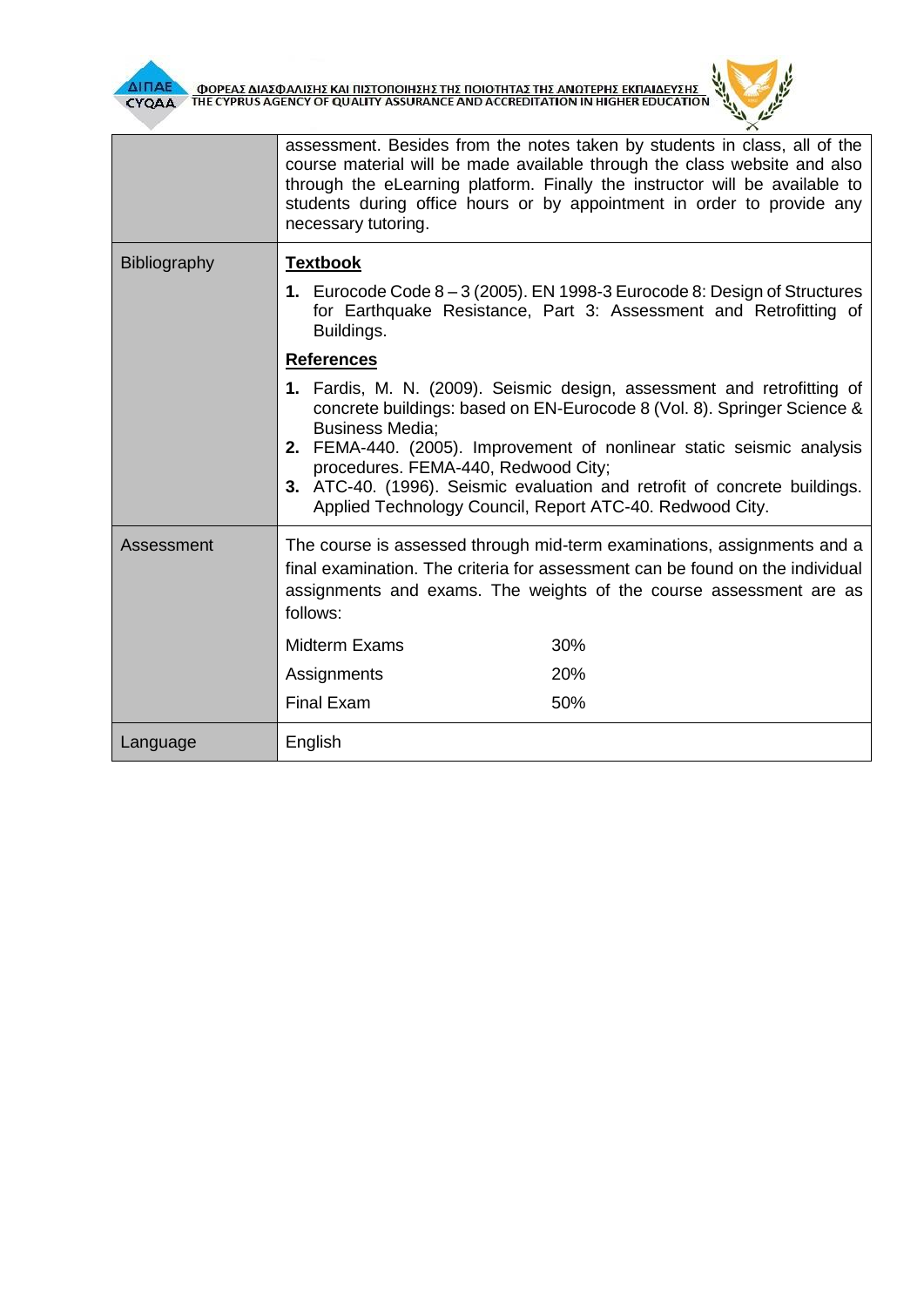| | |
|---|---|
| | assessment. Besides from the notes taken by students in class, all of the course material will be made available through the class website and also through the eLearning platform. Finally the instructor will be available to students during office hours or by appointment in order to provide any necessary tutoring. |
| Bibliography | **Textbook**<br>**1.** Eurocode Code 8 – 3 (2005). EN 1998-3 Eurocode 8: Design of Structures for Earthquake Resistance, Part 3: Assessment and Retrofitting of Buildings.<br>**References**<br>**1.** Fardis, M. N. (2009). Seismic design, assessment and retrofitting of concrete buildings: based on EN-Eurocode 8 (Vol. 8). Springer Science & Business Media;<br>**2.** FEMA-440. (2005). Improvement of nonlinear static seismic analysis procedures. FEMA-440, Redwood City;<br>**3.** ATC-40. (1996). Seismic evaluation and retrofit of concrete buildings. Applied Technology Council, Report ATC-40. Redwood City. |
| Assessment | The course is assessed through mid-term examinations, assignments and a final examination. The criteria for assessment can be found on the individual assignments and exams. The weights of the course assessment are as follows:<br>Midterm Exams 30%<br>Assignments 20%<br>Final Exam 50% |
| Language | English |